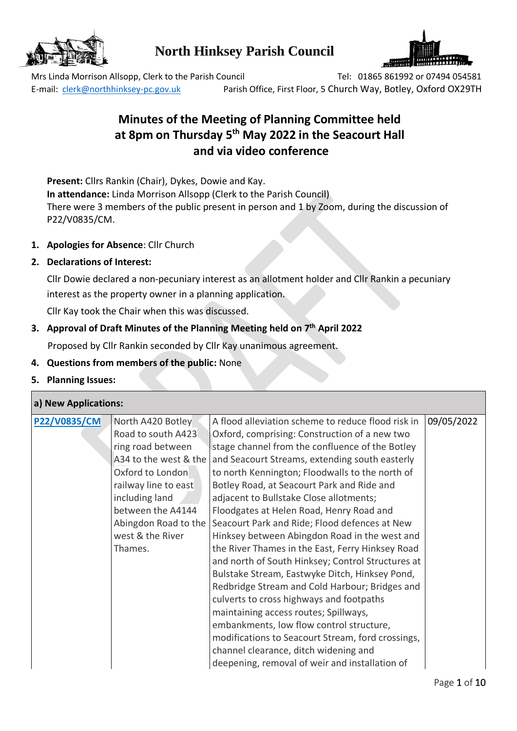# North Hinksey Parish Council

Mrs Linda Morrison Allsopp, Clerk to the Parish Council
Tel: 01865 861992 or 07494 054581
E-mail: clerk@northhinksey-pc.gov.uk
Parish Office, First Floor, 5 Church Way, Botley, Oxford OX29TH

## Minutes of the Meeting of Planning Committee held at 8pm on Thursday 5th May 2022 in the Seacourt Hall and via video conference

**Present:** Cllrs Rankin (Chair), Dykes, Dowie and Kay.
**In attendance:** Linda Morrison Allsopp (Clerk to the Parish Council)
There were 3 members of the public present in person and 1 by Zoom, during the discussion of P22/V0835/CM.

1. **Apologies for Absence**: Cllr Church
2. **Declarations of Interest:**

   Cllr Dowie declared a non-pecuniary interest as an allotment holder and Cllr Rankin a pecuniary interest as the property owner in a planning application.

   Cllr Kay took the Chair when this was discussed.
3. **Approval of Draft Minutes of the Planning Meeting held on 7th April 2022**

   Proposed by Cllr Rankin seconded by Cllr Kay unanimous agreement.
4. **Questions from members of the public:** None
5. **Planning Issues:**

| a) New Applications: | | | |
|---|---|---|---|
| P22/V0835/CM | North A420 Botley Road to south A423 ring road between A34 to the west & the Oxford to London railway line to east including land between the A4144 Abingdon Road to the west & the River Thames. | A flood alleviation scheme to reduce flood risk in Oxford, comprising: Construction of a new two stage channel from the confluence of the Botley and Seacourt Streams, extending south easterly to north Kennington; Floodwalls to the north of Botley Road, at Seacourt Park and Ride and adjacent to Bullstake Close allotments; Floodgates at Helen Road, Henry Road and Seacourt Park and Ride; Flood defences at New Hinksey between Abingdon Road in the west and the River Thames in the East, Ferry Hinksey Road and north of South Hinksey; Control Structures at Bulstake Stream, Eastwyke Ditch, Hinksey Pond, Redbridge Stream and Cold Harbour; Bridges and culverts to cross highways and footpaths maintaining access routes; Spillways, embankments, low flow control structure, modifications to Seacourt Stream, ford crossings, channel clearance, ditch widening and deepening, removal of weir and installation of | 09/05/2022 |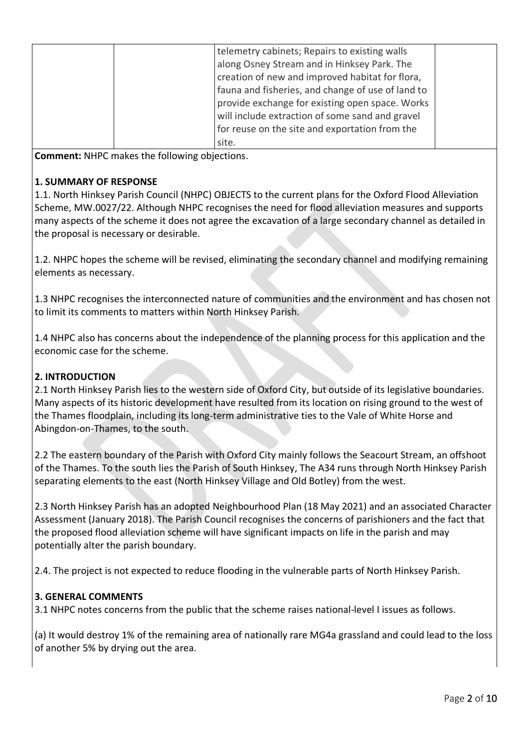| | | telemetry cabinets; Repairs to existing walls along Osney Stream and in Hinksey Park. The creation of new and improved habitat for flora, fauna and fisheries, and change of use of land to provide exchange for existing open space. Works will include extraction of some sand and gravel for reuse on the site and exportation from the site. | |
|---|---|---|---|

**Comment:** NHPC makes the following objections.

## 1. SUMMARY OF RESPONSE

1.1. North Hinksey Parish Council (NHPC) OBJECTS to the current plans for the Oxford Flood Alleviation Scheme, MW.0027/22. Although NHPC recognises the need for flood alleviation measures and supports many aspects of the scheme it does not agree the excavation of a large secondary channel as detailed in the proposal is necessary or desirable.

1.2. NHPC hopes the scheme will be revised, eliminating the secondary channel and modifying remaining elements as necessary.

1.3 NHPC recognises the interconnected nature of communities and the environment and has chosen not to limit its comments to matters within North Hinksey Parish.

1.4 NHPC also has concerns about the independence of the planning process for this application and the economic case for the scheme.

## 2. INTRODUCTION

2.1 North Hinksey Parish lies to the western side of Oxford City, but outside of its legislative boundaries. Many aspects of its historic development have resulted from its location on rising ground to the west of the Thames floodplain, including its long-term administrative ties to the Vale of White Horse and Abingdon-on-Thames, to the south.

2.2 The eastern boundary of the Parish with Oxford City mainly follows the Seacourt Stream, an offshoot of the Thames. To the south lies the Parish of South Hinksey, The A34 runs through North Hinksey Parish separating elements to the east (North Hinksey Village and Old Botley) from the west.

2.3 North Hinksey Parish has an adopted Neighbourhood Plan (18 May 2021) and an associated Character Assessment (January 2018). The Parish Council recognises the concerns of parishioners and the fact that the proposed flood alleviation scheme will have significant impacts on life in the parish and may potentially alter the parish boundary.

2.4. The project is not expected to reduce flooding in the vulnerable parts of North Hinksey Parish.

## 3. GENERAL COMMENTS

3.1 NHPC notes concerns from the public that the scheme raises national-level I issues as follows.

(a) It would destroy 1% of the remaining area of nationally rare MG4a grassland and could lead to the loss of another 5% by drying out the area.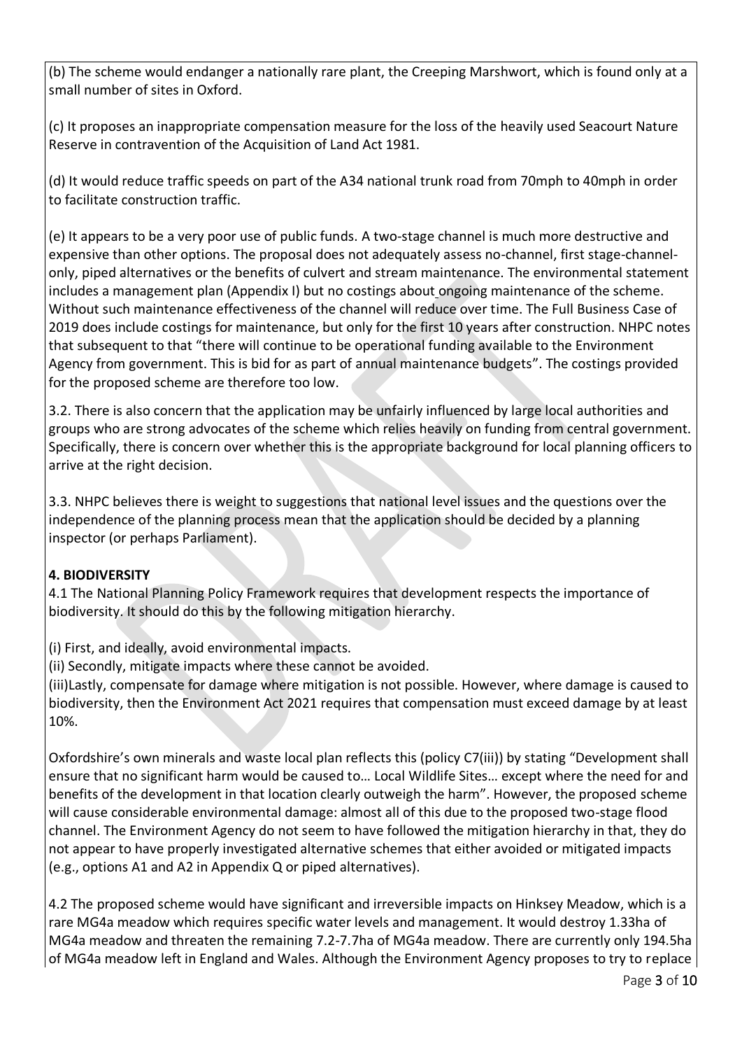(b) The scheme would endanger a nationally rare plant, the Creeping Marshwort, which is found only at a small number of sites in Oxford.

(c) It proposes an inappropriate compensation measure for the loss of the heavily used Seacourt Nature Reserve in contravention of the Acquisition of Land Act 1981.

(d) It would reduce traffic speeds on part of the A34 national trunk road from 70mph to 40mph in order to facilitate construction traffic.

(e) It appears to be a very poor use of public funds. A two-stage channel is much more destructive and expensive than other options. The proposal does not adequately assess no-channel, first stage-channel-only, piped alternatives or the benefits of culvert and stream maintenance. The environmental statement includes a management plan (Appendix I) but no costings about ongoing maintenance of the scheme. Without such maintenance effectiveness of the channel will reduce over time. The Full Business Case of 2019 does include costings for maintenance, but only for the first 10 years after construction. NHPC notes that subsequent to that "there will continue to be operational funding available to the Environment Agency from government. This is bid for as part of annual maintenance budgets". The costings provided for the proposed scheme are therefore too low.

3.2. There is also concern that the application may be unfairly influenced by large local authorities and groups who are strong advocates of the scheme which relies heavily on funding from central government. Specifically, there is concern over whether this is the appropriate background for local planning officers to arrive at the right decision.

3.3. NHPC believes there is weight to suggestions that national level issues and the questions over the independence of the planning process mean that the application should be decided by a planning inspector (or perhaps Parliament).

**4. BIODIVERSITY**

4.1 The National Planning Policy Framework requires that development respects the importance of biodiversity. It should do this by the following mitigation hierarchy.

(i) First, and ideally, avoid environmental impacts.
(ii) Secondly, mitigate impacts where these cannot be avoided.
(iii)Lastly, compensate for damage where mitigation is not possible. However, where damage is caused to biodiversity, then the Environment Act 2021 requires that compensation must exceed damage by at least 10%.

Oxfordshire's own minerals and waste local plan reflects this (policy C7(iii)) by stating "Development shall ensure that no significant harm would be caused to… Local Wildlife Sites… except where the need for and benefits of the development in that location clearly outweigh the harm". However, the proposed scheme will cause considerable environmental damage: almost all of this due to the proposed two-stage flood channel. The Environment Agency do not seem to have followed the mitigation hierarchy in that, they do not appear to have properly investigated alternative schemes that either avoided or mitigated impacts (e.g., options A1 and A2 in Appendix Q or piped alternatives).

4.2 The proposed scheme would have significant and irreversible impacts on Hinksey Meadow, which is a rare MG4a meadow which requires specific water levels and management. It would destroy 1.33ha of MG4a meadow and threaten the remaining 7.2-7.7ha of MG4a meadow. There are currently only 194.5ha of MG4a meadow left in England and Wales. Although the Environment Agency proposes to try to replace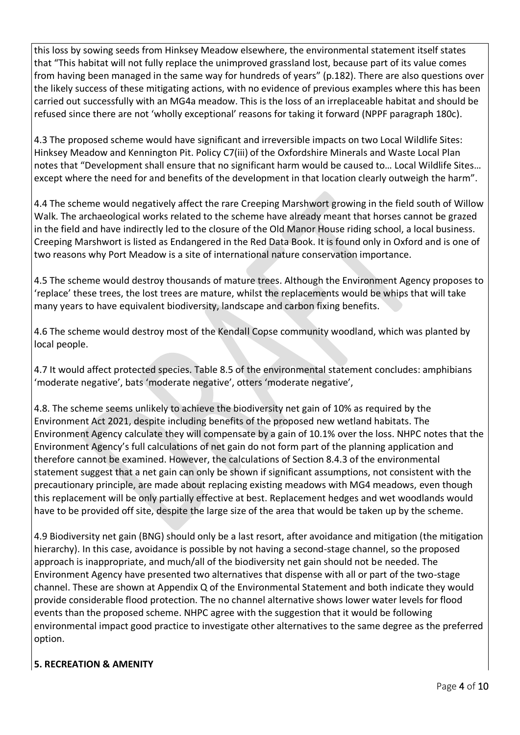this loss by sowing seeds from Hinksey Meadow elsewhere, the environmental statement itself states that "This habitat will not fully replace the unimproved grassland lost, because part of its value comes from having been managed in the same way for hundreds of years" (p.182). There are also questions over the likely success of these mitigating actions, with no evidence of previous examples where this has been carried out successfully with an MG4a meadow. This is the loss of an irreplaceable habitat and should be refused since there are not 'wholly exceptional' reasons for taking it forward (NPPF paragraph 180c).

4.3 The proposed scheme would have significant and irreversible impacts on two Local Wildlife Sites: Hinksey Meadow and Kennington Pit. Policy C7(iii) of the Oxfordshire Minerals and Waste Local Plan notes that "Development shall ensure that no significant harm would be caused to… Local Wildlife Sites… except where the need for and benefits of the development in that location clearly outweigh the harm".

4.4 The scheme would negatively affect the rare Creeping Marshwort growing in the field south of Willow Walk. The archaeological works related to the scheme have already meant that horses cannot be grazed in the field and have indirectly led to the closure of the Old Manor House riding school, a local business. Creeping Marshwort is listed as Endangered in the Red Data Book. It is found only in Oxford and is one of two reasons why Port Meadow is a site of international nature conservation importance.

4.5 The scheme would destroy thousands of mature trees. Although the Environment Agency proposes to 'replace' these trees, the lost trees are mature, whilst the replacements would be whips that will take many years to have equivalent biodiversity, landscape and carbon fixing benefits.

4.6 The scheme would destroy most of the Kendall Copse community woodland, which was planted by local people.

4.7 It would affect protected species. Table 8.5 of the environmental statement concludes: amphibians 'moderate negative', bats 'moderate negative', otters 'moderate negative',

4.8. The scheme seems unlikely to achieve the biodiversity net gain of 10% as required by the Environment Act 2021, despite including benefits of the proposed new wetland habitats. The Environment Agency calculate they will compensate by a gain of 10.1% over the loss. NHPC notes that the Environment Agency's full calculations of net gain do not form part of the planning application and therefore cannot be examined. However, the calculations of Section 8.4.3 of the environmental statement suggest that a net gain can only be shown if significant assumptions, not consistent with the precautionary principle, are made about replacing existing meadows with MG4 meadows, even though this replacement will be only partially effective at best. Replacement hedges and wet woodlands would have to be provided off site, despite the large size of the area that would be taken up by the scheme.

4.9 Biodiversity net gain (BNG) should only be a last resort, after avoidance and mitigation (the mitigation hierarchy). In this case, avoidance is possible by not having a second-stage channel, so the proposed approach is inappropriate, and much/all of the biodiversity net gain should not be needed. The Environment Agency have presented two alternatives that dispense with all or part of the two-stage channel. These are shown at Appendix Q of the Environmental Statement and both indicate they would provide considerable flood protection. The no channel alternative shows lower water levels for flood events than the proposed scheme. NHPC agree with the suggestion that it would be following environmental impact good practice to investigate other alternatives to the same degree as the preferred option.

## 5. RECREATION & AMENITY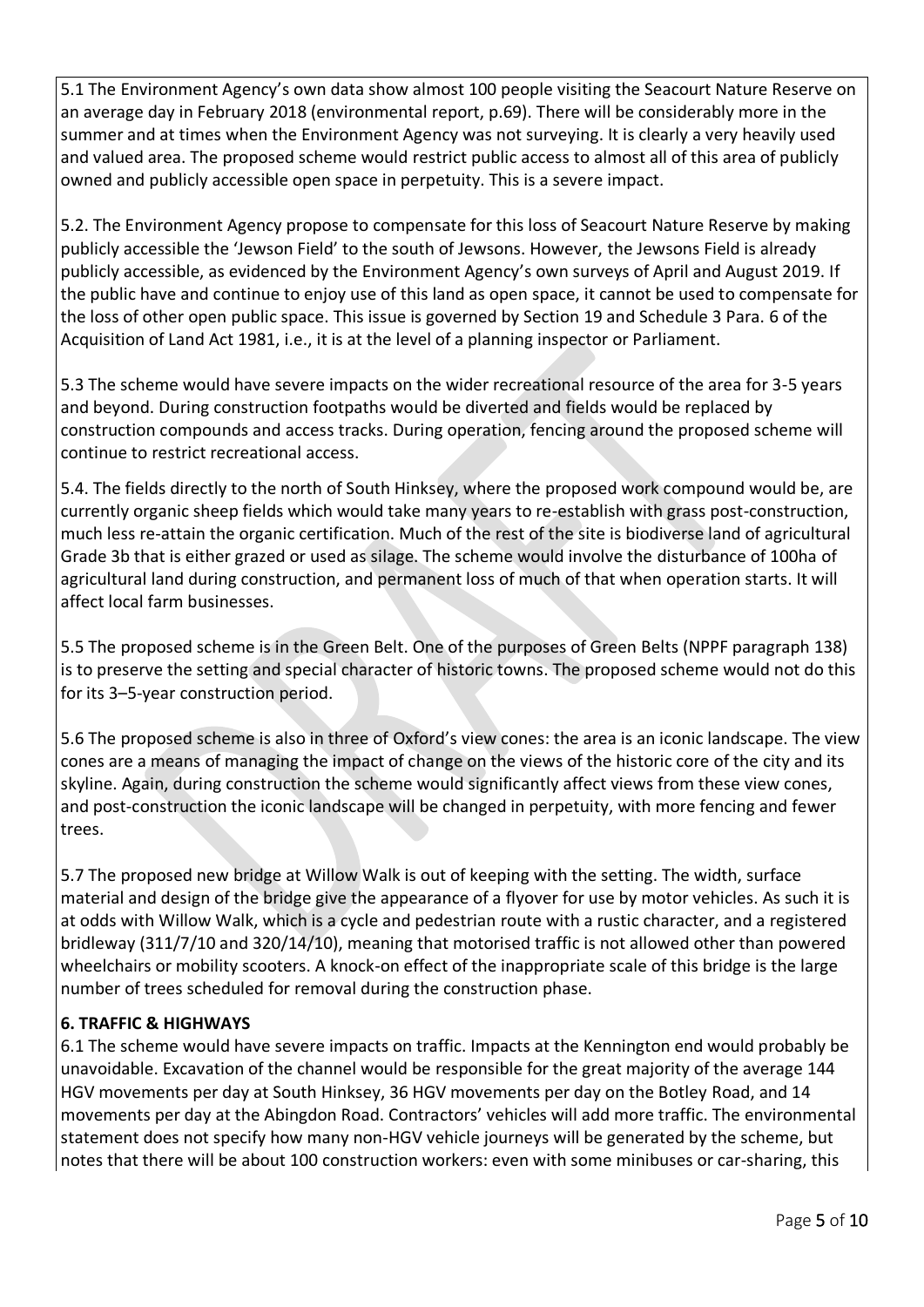5.1 The Environment Agency's own data show almost 100 people visiting the Seacourt Nature Reserve on an average day in February 2018 (environmental report, p.69). There will be considerably more in the summer and at times when the Environment Agency was not surveying. It is clearly a very heavily used and valued area. The proposed scheme would restrict public access to almost all of this area of publicly owned and publicly accessible open space in perpetuity. This is a severe impact.

5.2. The Environment Agency propose to compensate for this loss of Seacourt Nature Reserve by making publicly accessible the 'Jewson Field' to the south of Jewsons. However, the Jewsons Field is already publicly accessible, as evidenced by the Environment Agency's own surveys of April and August 2019. If the public have and continue to enjoy use of this land as open space, it cannot be used to compensate for the loss of other open public space. This issue is governed by Section 19 and Schedule 3 Para. 6 of the Acquisition of Land Act 1981, i.e., it is at the level of a planning inspector or Parliament.

5.3 The scheme would have severe impacts on the wider recreational resource of the area for 3-5 years and beyond. During construction footpaths would be diverted and fields would be replaced by construction compounds and access tracks. During operation, fencing around the proposed scheme will continue to restrict recreational access.

5.4. The fields directly to the north of South Hinksey, where the proposed work compound would be, are currently organic sheep fields which would take many years to re-establish with grass post-construction, much less re-attain the organic certification. Much of the rest of the site is biodiverse land of agricultural Grade 3b that is either grazed or used as silage. The scheme would involve the disturbance of 100ha of agricultural land during construction, and permanent loss of much of that when operation starts. It will affect local farm businesses.

5.5 The proposed scheme is in the Green Belt. One of the purposes of Green Belts (NPPF paragraph 138) is to preserve the setting and special character of historic towns. The proposed scheme would not do this for its 3–5-year construction period.

5.6 The proposed scheme is also in three of Oxford's view cones: the area is an iconic landscape. The view cones are a means of managing the impact of change on the views of the historic core of the city and its skyline. Again, during construction the scheme would significantly affect views from these view cones, and post-construction the iconic landscape will be changed in perpetuity, with more fencing and fewer trees.

5.7 The proposed new bridge at Willow Walk is out of keeping with the setting. The width, surface material and design of the bridge give the appearance of a flyover for use by motor vehicles. As such it is at odds with Willow Walk, which is a cycle and pedestrian route with a rustic character, and a registered bridleway (311/7/10 and 320/14/10), meaning that motorised traffic is not allowed other than powered wheelchairs or mobility scooters. A knock-on effect of the inappropriate scale of this bridge is the large number of trees scheduled for removal during the construction phase.

## 6. TRAFFIC & HIGHWAYS

6.1 The scheme would have severe impacts on traffic. Impacts at the Kennington end would probably be unavoidable. Excavation of the channel would be responsible for the great majority of the average 144 HGV movements per day at South Hinksey, 36 HGV movements per day on the Botley Road, and 14 movements per day at the Abingdon Road. Contractors' vehicles will add more traffic. The environmental statement does not specify how many non-HGV vehicle journeys will be generated by the scheme, but notes that there will be about 100 construction workers: even with some minibuses or car-sharing, this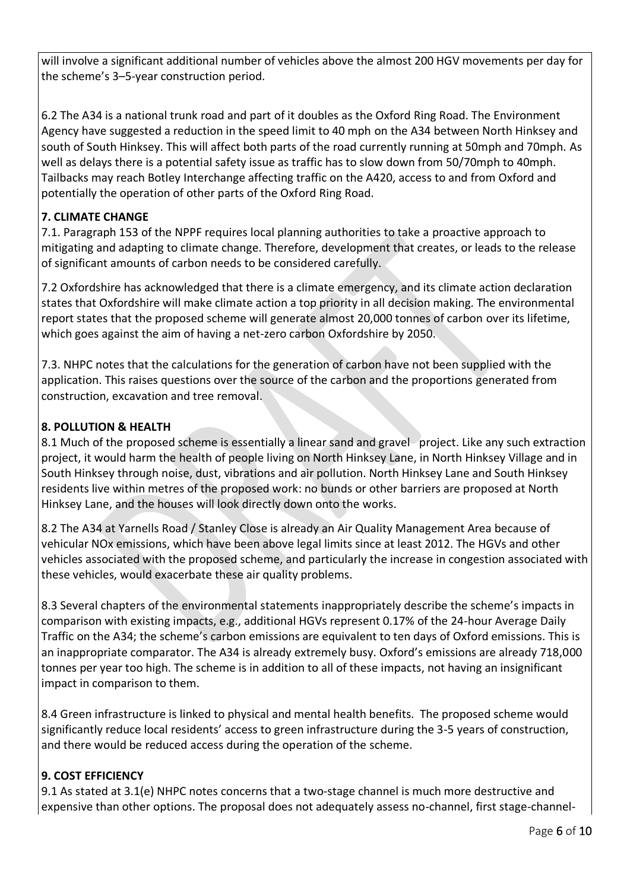will involve a significant additional number of vehicles above the almost 200 HGV movements per day for the scheme's 3–5-year construction period.

6.2 The A34 is a national trunk road and part of it doubles as the Oxford Ring Road. The Environment Agency have suggested a reduction in the speed limit to 40 mph on the A34 between North Hinksey and south of South Hinksey. This will affect both parts of the road currently running at 50mph and 70mph. As well as delays there is a potential safety issue as traffic has to slow down from 50/70mph to 40mph. Tailbacks may reach Botley Interchange affecting traffic on the A420, access to and from Oxford and potentially the operation of other parts of the Oxford Ring Road.

**7. CLIMATE CHANGE**

7.1. Paragraph 153 of the NPPF requires local planning authorities to take a proactive approach to mitigating and adapting to climate change. Therefore, development that creates, or leads to the release of significant amounts of carbon needs to be considered carefully.

7.2 Oxfordshire has acknowledged that there is a climate emergency, and its climate action declaration states that Oxfordshire will make climate action a top priority in all decision making. The environmental report states that the proposed scheme will generate almost 20,000 tonnes of carbon over its lifetime, which goes against the aim of having a net-zero carbon Oxfordshire by 2050.

7.3. NHPC notes that the calculations for the generation of carbon have not been supplied with the application. This raises questions over the source of the carbon and the proportions generated from construction, excavation and tree removal.

**8. POLLUTION & HEALTH**

8.1 Much of the proposed scheme is essentially a linear sand and gravel project. Like any such extraction project, it would harm the health of people living on North Hinksey Lane, in North Hinksey Village and in South Hinksey through noise, dust, vibrations and air pollution. North Hinksey Lane and South Hinksey residents live within metres of the proposed work: no bunds or other barriers are proposed at North Hinksey Lane, and the houses will look directly down onto the works.

8.2 The A34 at Yarnells Road / Stanley Close is already an Air Quality Management Area because of vehicular NOx emissions, which have been above legal limits since at least 2012. The HGVs and other vehicles associated with the proposed scheme, and particularly the increase in congestion associated with these vehicles, would exacerbate these air quality problems.

8.3 Several chapters of the environmental statements inappropriately describe the scheme's impacts in comparison with existing impacts, e.g., additional HGVs represent 0.17% of the 24-hour Average Daily Traffic on the A34; the scheme's carbon emissions are equivalent to ten days of Oxford emissions. This is an inappropriate comparator. The A34 is already extremely busy. Oxford's emissions are already 718,000 tonnes per year too high. The scheme is in addition to all of these impacts, not having an insignificant impact in comparison to them.

8.4 Green infrastructure is linked to physical and mental health benefits. The proposed scheme would significantly reduce local residents' access to green infrastructure during the 3-5 years of construction, and there would be reduced access during the operation of the scheme.

**9. COST EFFICIENCY**

9.1 As stated at 3.1(e) NHPC notes concerns that a two-stage channel is much more destructive and expensive than other options. The proposal does not adequately assess no-channel, first stage-channel-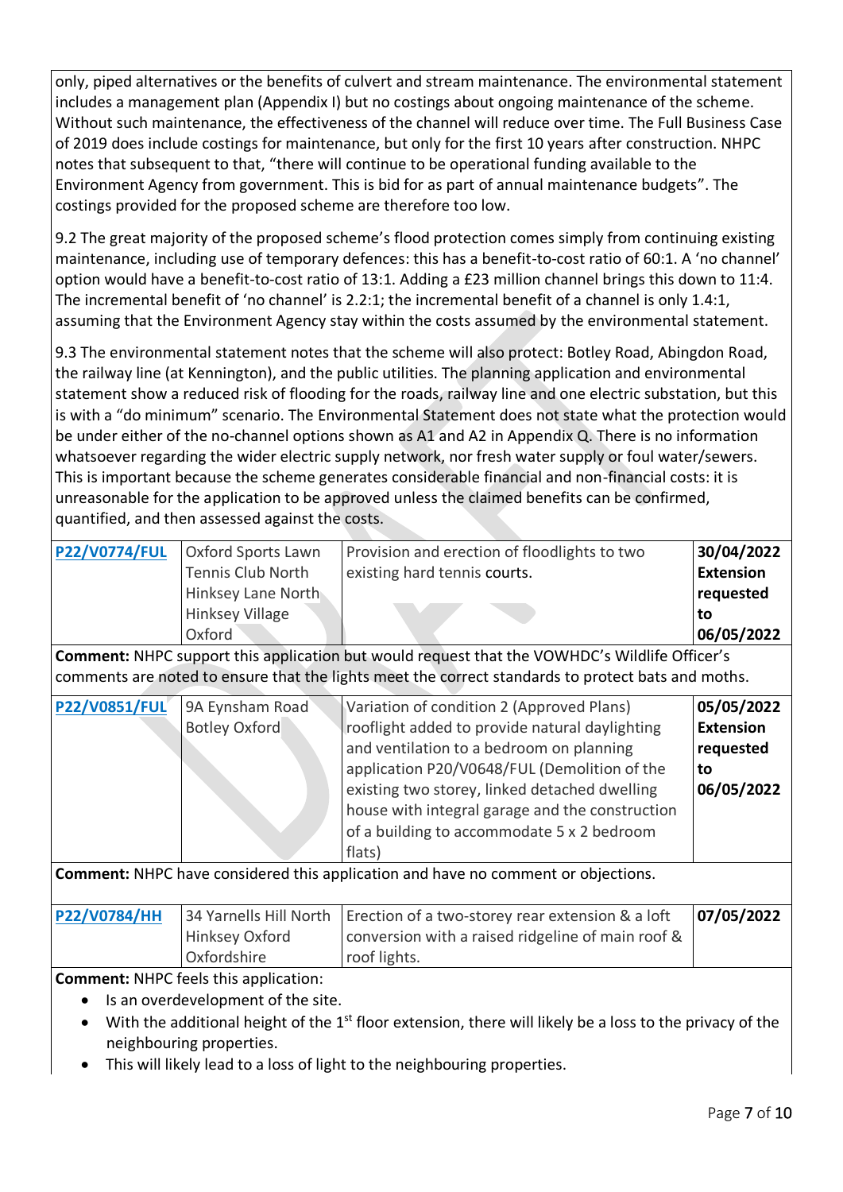only, piped alternatives or the benefits of culvert and stream maintenance. The environmental statement includes a management plan (Appendix I) but no costings about ongoing maintenance of the scheme. Without such maintenance, the effectiveness of the channel will reduce over time. The Full Business Case of 2019 does include costings for maintenance, but only for the first 10 years after construction. NHPC notes that subsequent to that, "there will continue to be operational funding available to the Environment Agency from government. This is bid for as part of annual maintenance budgets". The costings provided for the proposed scheme are therefore too low.

9.2 The great majority of the proposed scheme's flood protection comes simply from continuing existing maintenance, including use of temporary defences: this has a benefit-to-cost ratio of 60:1. A 'no channel' option would have a benefit-to-cost ratio of 13:1. Adding a £23 million channel brings this down to 11:4. The incremental benefit of 'no channel' is 2.2:1; the incremental benefit of a channel is only 1.4:1, assuming that the Environment Agency stay within the costs assumed by the environmental statement.

9.3 The environmental statement notes that the scheme will also protect: Botley Road, Abingdon Road, the railway line (at Kennington), and the public utilities. The planning application and environmental statement show a reduced risk of flooding for the roads, railway line and one electric substation, but this is with a "do minimum" scenario. The Environmental Statement does not state what the protection would be under either of the no-channel options shown as A1 and A2 in Appendix Q. There is no information whatsoever regarding the wider electric supply network, nor fresh water supply or foul water/sewers. This is important because the scheme generates considerable financial and non-financial costs: it is unreasonable for the application to be approved unless the claimed benefits can be confirmed, quantified, and then assessed against the costs.

| | | | |
|---|---|---|---|
| **P22/V0774/FUL** | Oxford Sports Lawn Tennis Club North Hinksey Lane North Hinksey Village Oxford | Provision and erection of floodlights to two existing hard tennis courts. | **30/04/2022 Extension requested to 06/05/2022** |

**Comment:** NHPC support this application but would request that the VOWHDC's Wildlife Officer's comments are noted to ensure that the lights meet the correct standards to protect bats and moths.

| | | | |
|---|---|---|---|
| **P22/V0851/FUL** | 9A Eynsham Road Botley Oxford | Variation of condition 2 (Approved Plans) rooflight added to provide natural daylighting and ventilation to a bedroom on planning application P20/V0648/FUL (Demolition of the existing two storey, linked detached dwelling house with integral garage and the construction of a building to accommodate 5 x 2 bedroom flats) | **05/05/2022 Extension requested to 06/05/2022** |

**Comment:** NHPC have considered this application and have no comment or objections.

| | | | |
|---|---|---|---|
| **P22/V0784/HH** | 34 Yarnells Hill North Hinksey Oxford Oxfordshire | Erection of a two-storey rear extension & a loft conversion with a raised ridgeline of main roof & roof lights. | **07/05/2022** |

**Comment:** NHPC feels this application:

- Is an overdevelopment of the site.
- With the additional height of the 1st floor extension, there will likely be a loss to the privacy of the neighbouring properties.
- This will likely lead to a loss of light to the neighbouring properties.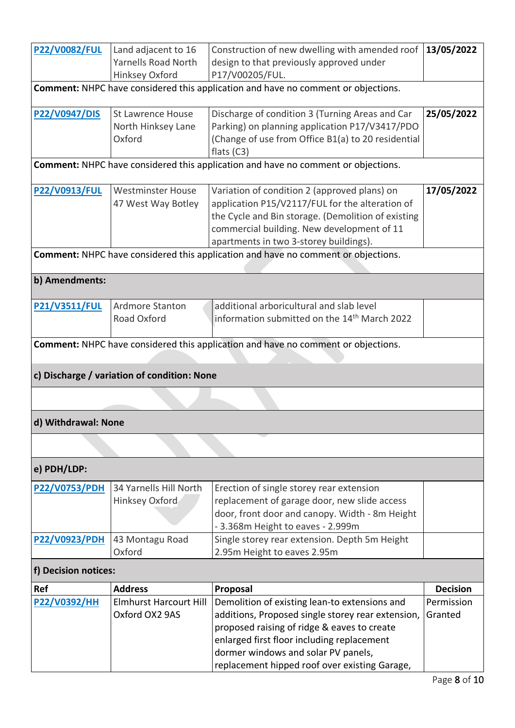| | | | |
|---|---|---|---|
| P22/V0082/FUL | Land adjacent to 16 Yarnells Road North Hinksey Oxford | Construction of new dwelling with amended roof design to that previously approved under P17/V00205/FUL. | 13/05/2022 |

**Comment:** NHPC have considered this application and have no comment or objections.

| | | | |
|---|---|---|---|
| P22/V0947/DIS | St Lawrence House North Hinksey Lane Oxford | Discharge of condition 3 (Turning Areas and Car Parking) on planning application P17/V3417/PDO (Change of use from Office B1(a) to 20 residential flats (C3) | 25/05/2022 |

**Comment:** NHPC have considered this application and have no comment or objections.

| | | | |
|---|---|---|---|
| P22/V0913/FUL | Westminster House 47 West Way Botley | Variation of condition 2 (approved plans) on application P15/V2117/FUL for the alteration of the Cycle and Bin storage. (Demolition of existing commercial building. New development of 11 apartments in two 3-storey buildings). | 17/05/2022 |

**Comment:** NHPC have considered this application and have no comment or objections.

**b) Amendments:**

| | | | |
|---|---|---|---|
| P21/V3511/FUL | Ardmore Stanton Road Oxford | additional arboricultural and slab level information submitted on the 14th March 2022 | |

**Comment:** NHPC have considered this application and have no comment or objections.

**c) Discharge / variation of condition: None**

**d) Withdrawal: None**

**e) PDH/LDP:**

| | | | |
|---|---|---|---|
| P22/V0753/PDH | 34 Yarnells Hill North Hinksey Oxford | Erection of single storey rear extension replacement of garage door, new slide access door, front door and canopy. Width - 8m Height - 3.368m Height to eaves - 2.999m | |
| P22/V0923/PDH | 43 Montagu Road Oxford | Single storey rear extension. Depth 5m Height 2.95m Height to eaves 2.95m | |

**f) Decision notices:**

| Ref | Address | Proposal | Decision |
|---|---|---|---|
| P22/V0392/HH | Elmhurst Harcourt Hill Oxford OX2 9AS | Demolition of existing lean-to extensions and additions, Proposed single storey rear extension, proposed raising of ridge & eaves to create enlarged first floor including replacement dormer windows and solar PV panels, replacement hipped roof over existing Garage, | Permission Granted |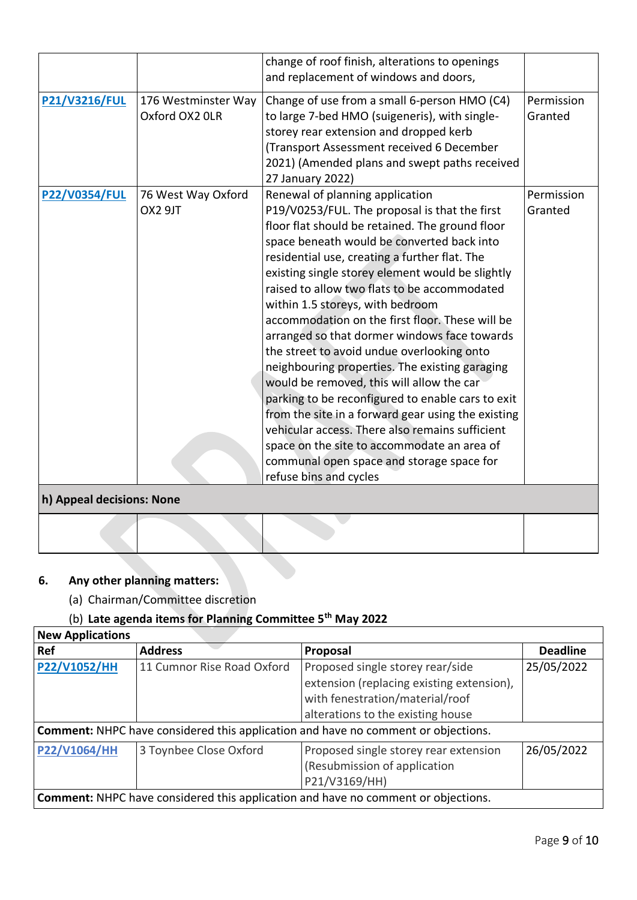| | | | |
|---|---|---|---|
| | | change of roof finish, alterations to openings and replacement of windows and doors, | |
| P21/V3216/FUL | 176 Westminster Way Oxford OX2 0LR | Change of use from a small 6-person HMO (C4) to large 7-bed HMO (sugeneris), with single-storey rear extension and dropped kerb (Transport Assessment received 6 December 2021) (Amended plans and swept paths received 27 January 2022) | Permission Granted |
| P22/V0354/FUL | 76 West Way Oxford OX2 9JT | Renewal of planning application P19/V0253/FUL. The proposal is that the first floor flat should be retained. The ground floor space beneath would be converted back into residential use, creating a further flat. The existing single storey element would be slightly raised to allow two flats to be accommodated within 1.5 storeys, with bedroom accommodation on the first floor. These will be arranged so that dormer windows face towards the street to avoid undue overlooking onto neighbouring properties. The existing garaging would be removed, this will allow the car parking to be reconfigured to enable cars to exit from the site in a forward gear using the existing vehicular access. There also remains sufficient space on the site to accommodate an area of communal open space and storage space for refuse bins and cycles | Permission Granted |
| **h) Appeal decisions: None** | | | |
| | | | |

6. **Any other planning matters:**

   (a) Chairman/Committee discretion

   (b) **Late agenda items for Planning Committee 5th May 2022**

| **New Applications** | | | |
|---|---|---|---|
| **Ref** | **Address** | **Proposal** | **Deadline** |
| P22/V1052/HH | 11 Cumnor Rise Road Oxford | Proposed single storey rear/side extension (replacing existing extension), with fenestration/material/roof alterations to the existing house | 25/05/2022 |
| **Comment:** NHPC have considered this application and have no comment or objections. | | | |
| P22/V1064/HH | 3 Toynbee Close Oxford | Proposed single storey rear extension (Resubmission of application P21/V3169/HH) | 26/05/2022 |
| **Comment:** NHPC have considered this application and have no comment or objections. | | | |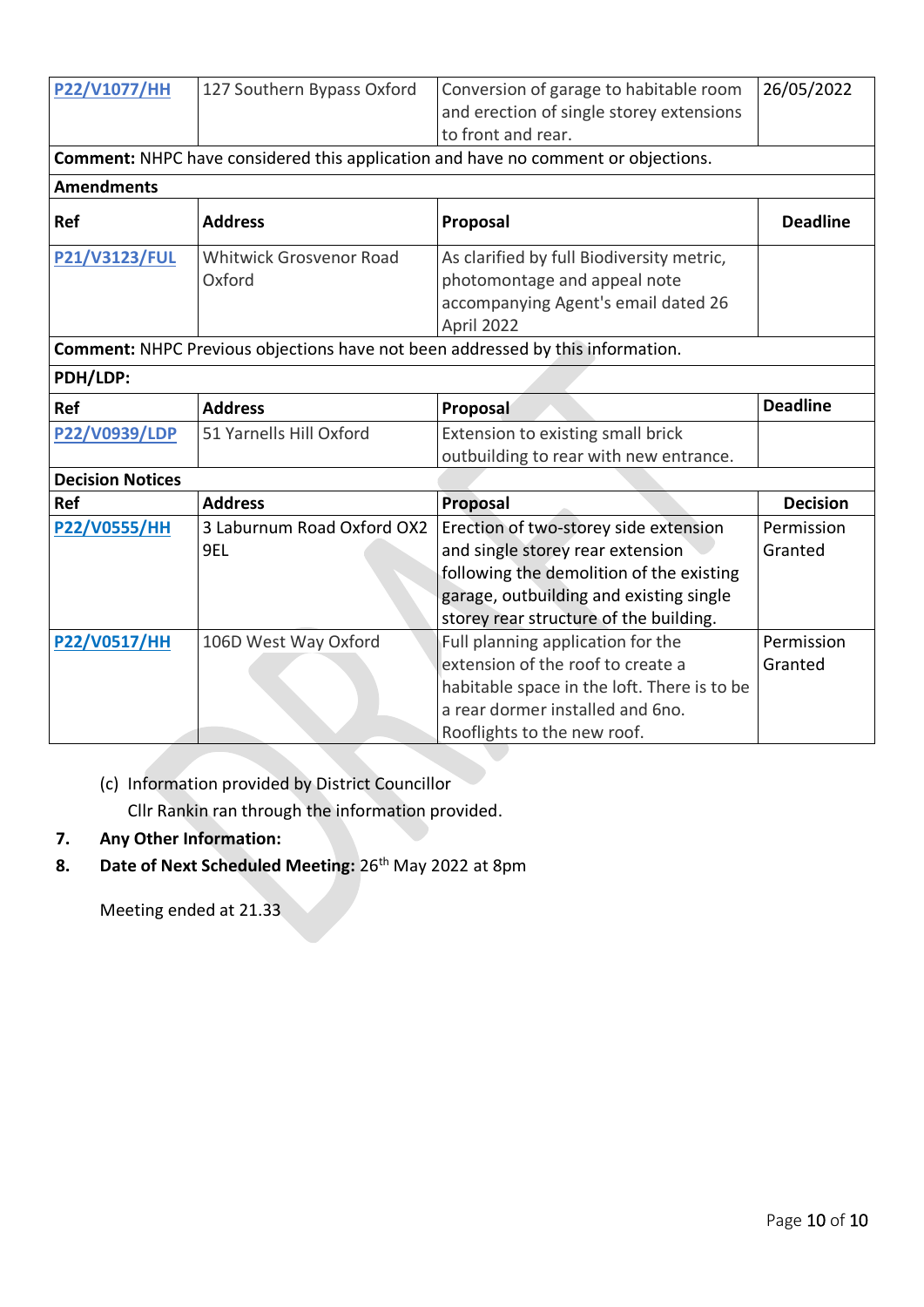| | | | |
|---|---|---|---|
| P22/V1077/HH | 127 Southern Bypass Oxford | Conversion of garage to habitable room and erection of single storey extensions to front and rear. | 26/05/2022 |
| **Comment:** NHPC have considered this application and have no comment or objections. | | | |
| **Amendments** | | | |
| **Ref** | **Address** | **Proposal** | **Deadline** |
| P21/V3123/FUL | Whitwick Grosvenor Road Oxford | As clarified by full Biodiversity metric, photomontage and appeal note accompanying Agent's email dated 26 April 2022 | |
| **Comment:** NHPC Previous objections have not been addressed by this information. | | | |
| **PDH/LDP:** | | | |
| **Ref** | **Address** | **Proposal** | **Deadline** |
| P22/V0939/LDP | 51 Yarnells Hill Oxford | Extension to existing small brick outbuilding to rear with new entrance. | |
| **Decision Notices** | | | |
| **Ref** | **Address** | **Proposal** | **Decision** |
| P22/V0555/HH | 3 Laburnum Road Oxford OX2 9EL | Erection of two-storey side extension and single storey rear extension following the demolition of the existing garage, outbuilding and existing single storey rear structure of the building. | Permission Granted |
| P22/V0517/HH | 106D West Way Oxford | Full planning application for the extension of the roof to create a habitable space in the loft. There is to be a rear dormer installed and 6no. Rooflights to the new roof. | Permission Granted |

(c) Information provided by District Councillor

Cllr Rankin ran through the information provided.

7. **Any Other Information:**

8. **Date of Next Scheduled Meeting:** 26th May 2022 at 8pm

Meeting ended at 21.33